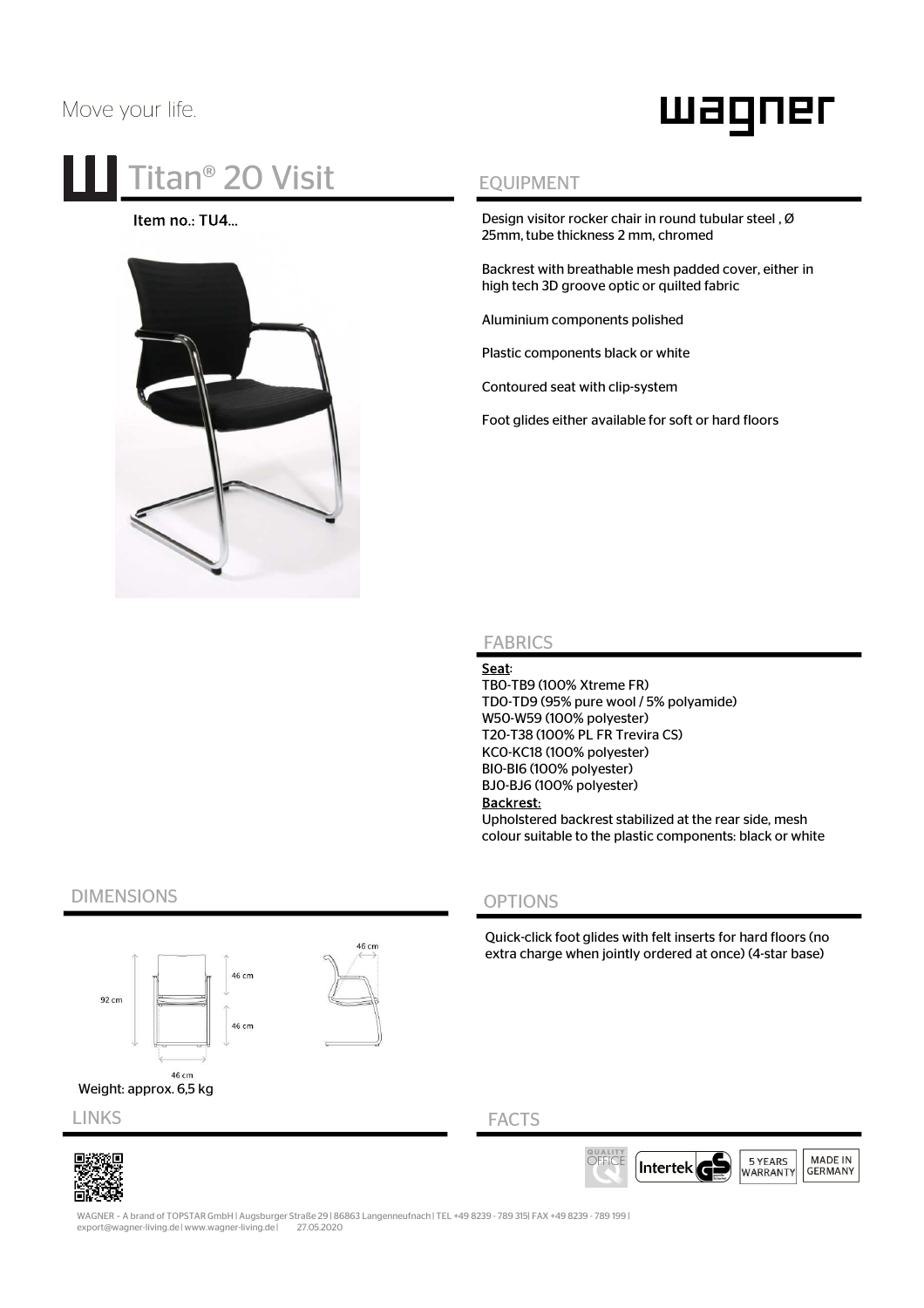Move your life.

wagner

# Titan® 20 Visit

Item no.: TU4...

## EQUIPMENT

Design visitor rocker chair in round tubular steel , Ø 25mm, tube thickness 2 mm, chromed

Backrest with breathable mesh padded cover, either in high tech 3D groove optic or quilted fabric

Aluminium components polished

Plastic components black or white

Contoured seat with clip-system

Foot glides either available for soft or hard floors

## FABRICS

**Seat**:
TB0-TB9 (100% Xtreme FR)
TD0-TD9 (95% pure wool / 5% polyamide)
W50-W59 (100% polyester)
T20-T38 (100% PL FR Trevira CS)
KC0-KC18 (100% polyester)
BI0-BI6 (100% polyester)
BJ0-BJ6 (100% polyester)
**Backrest:**
Upholstered backrest stabilized at the rear side, mesh colour suitable to the plastic components: black or white

## DIMENSIONS

92 cm
46 cm
46 cm
46 cm
46 cm

Weight: approx. 6,5 kg

## OPTIONS

Quick-click foot glides with felt inserts for hard floors (no extra charge when jointly ordered at once) (4-star base)

## LINKS

## FACTS

QUALITY OFFICE | Intertek GS | 5 YEARS WARRANTY | MADE IN GERMANY

WAGNER – A brand of TOPSTAR GmbH | Augsburger Straße 29 | 86863 Langenneufnach | TEL +49 8239 - 789 315| FAX +49 8239 - 789 199 | export@wagner-living.de | www.wagner-living.de | 27.05.2020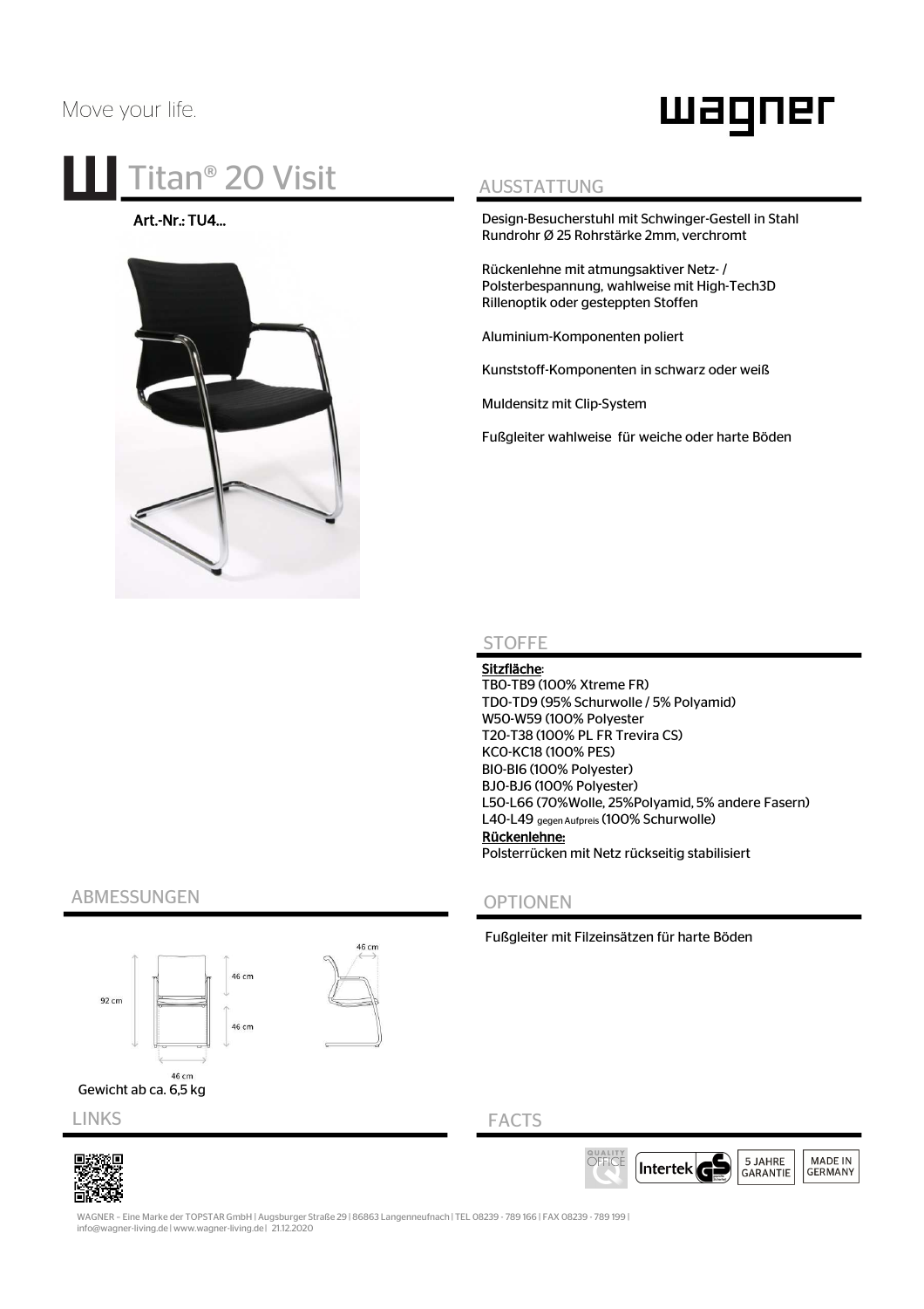Move your life.

wagner

# Titan® 20 Visit

Art.-Nr.: TU4...

## AUSSTATTUNG

Design-Besucherstuhl mit Schwinger-Gestell in Stahl Rundrohr Ø 25 Rohrstärke 2mm, verchromt

Rückenlehne mit atmungsaktiver Netz- / Polsterbespannung, wahlweise mit High-Tech3D Rillenoptik oder gesteppten Stoffen

Aluminium-Komponenten poliert

Kunststoff-Komponenten in schwarz oder weiß

Muldensitz mit Clip-System

Fußgleiter wahlweise für weiche oder harte Böden

## STOFFE

**Sitzfläche**:
TB0-TB9 (100% Xtreme FR)
TD0-TD9 (95% Schurwolle / 5% Polyamid)
W50-W59 (100% Polyester)
T20-T38 (100% PL FR Trevira CS)
KC0-KC18 (100% PES)
BI0-BI6 (100% Polyester)
BJ0-BJ6 (100% Polyester)
L50-L66 (70%Wolle, 25%Polyamid, 5% andere Fasern)
L40-L49 gegen Aufpreis (100% Schurwolle)

**Rückenlehne:**
Polsterrücken mit Netz rückseitig stabilisiert

## ABMESSUNGEN

92 cm
46 cm
46 cm
46 cm
46 cm

Gewicht ab ca. 6,5 kg

## OPTIONEN

Fußgleiter mit Filzeinsätzen für harte Böden

## LINKS

## FACTS

QUALITY OFFICE | Intertek GS | 5 JAHRE GARANTIE | MADE IN GERMANY

WAGNER – Eine Marke der TOPSTAR GmbH | Augsburger Straße 29 | 86863 Langenneufnach | TEL 08239 - 789 166 | FAX 08239 - 789 199 | info@wagner-living.de | www.wagner-living.de | 21.12.2020